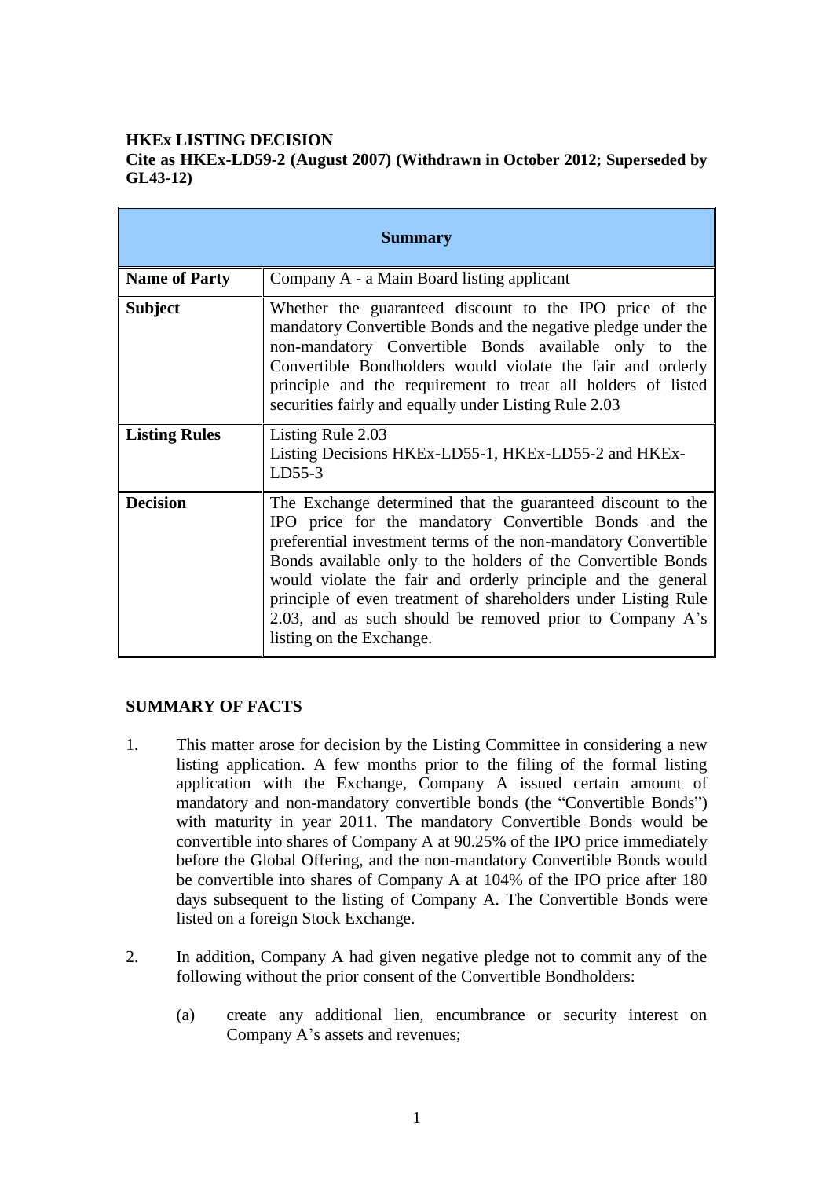**HKEx LISTING DECISION**
**Cite as HKEx-LD59-2 (August 2007) (Withdrawn in October 2012; Superseded by GL43-12)**

| **Summary** | |
|---|---|
| **Name of Party** | Company A - a Main Board listing applicant |
| **Subject** | Whether the guaranteed discount to the IPO price of the mandatory Convertible Bonds and the negative pledge under the non-mandatory Convertible Bonds available only to the Convertible Bondholders would violate the fair and orderly principle and the requirement to treat all holders of listed securities fairly and equally under Listing Rule 2.03 |
| **Listing Rules** | Listing Rule 2.03<br>Listing Decisions HKEx-LD55-1, HKEx-LD55-2 and HKEx-LD55-3 |
| **Decision** | The Exchange determined that the guaranteed discount to the IPO price for the mandatory Convertible Bonds and the preferential investment terms of the non-mandatory Convertible Bonds available only to the holders of the Convertible Bonds would violate the fair and orderly principle and the general principle of even treatment of shareholders under Listing Rule 2.03, and as such should be removed prior to Company A's listing on the Exchange. |

**SUMMARY OF FACTS**

1. This matter arose for decision by the Listing Committee in considering a new listing application. A few months prior to the filing of the formal listing application with the Exchange, Company A issued certain amount of mandatory and non-mandatory convertible bonds (the "Convertible Bonds") with maturity in year 2011. The mandatory Convertible Bonds would be convertible into shares of Company A at 90.25% of the IPO price immediately before the Global Offering, and the non-mandatory Convertible Bonds would be convertible into shares of Company A at 104% of the IPO price after 180 days subsequent to the listing of Company A. The Convertible Bonds were listed on a foreign Stock Exchange.

2. In addition, Company A had given negative pledge not to commit any of the following without the prior consent of the Convertible Bondholders:

   (a) create any additional lien, encumbrance or security interest on Company A's assets and revenues;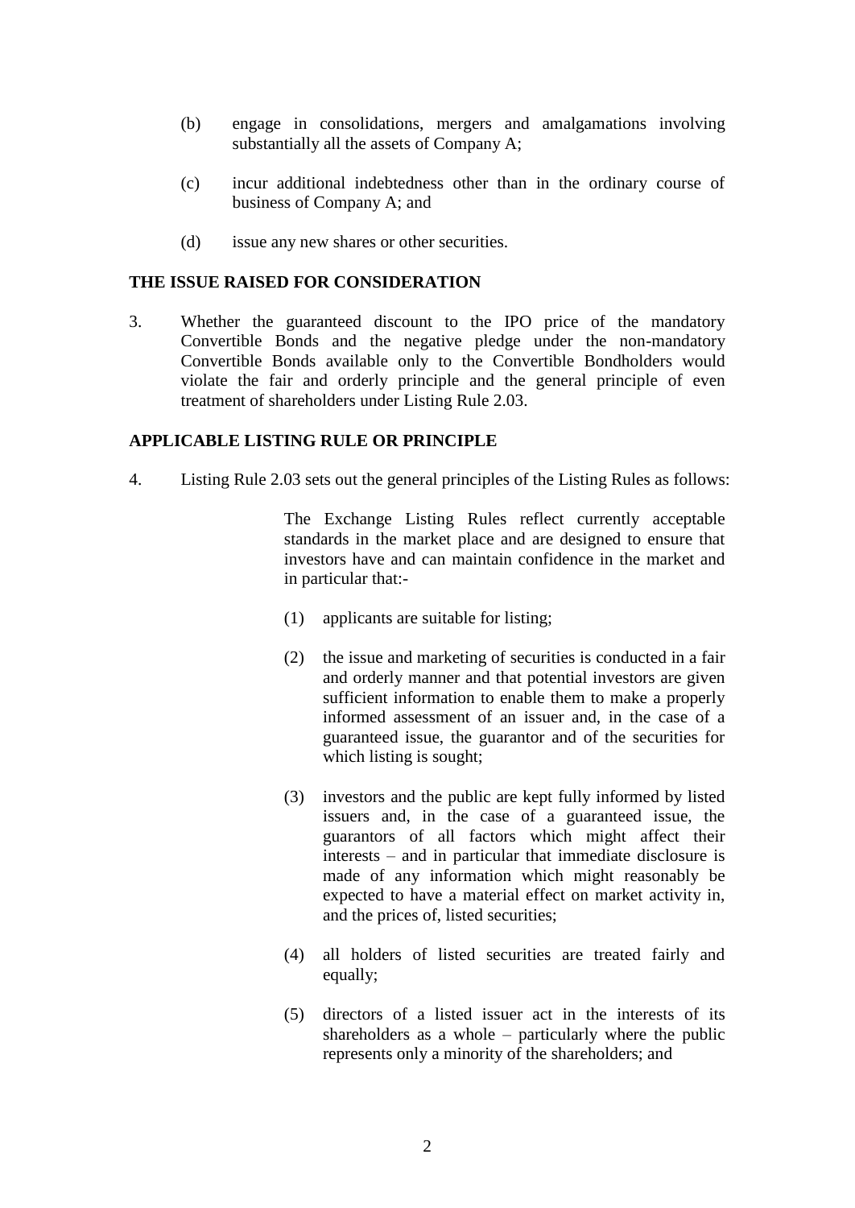(b) engage in consolidations, mergers and amalgamations involving substantially all the assets of Company A;

(c) incur additional indebtedness other than in the ordinary course of business of Company A; and

(d) issue any new shares or other securities.

## THE ISSUE RAISED FOR CONSIDERATION

3. Whether the guaranteed discount to the IPO price of the mandatory Convertible Bonds and the negative pledge under the non-mandatory Convertible Bonds available only to the Convertible Bondholders would violate the fair and orderly principle and the general principle of even treatment of shareholders under Listing Rule 2.03.

## APPLICABLE LISTING RULE OR PRINCIPLE

4. Listing Rule 2.03 sets out the general principles of the Listing Rules as follows:

> The Exchange Listing Rules reflect currently acceptable standards in the market place and are designed to ensure that investors have and can maintain confidence in the market and in particular that:-
>
> (1) applicants are suitable for listing;
>
> (2) the issue and marketing of securities is conducted in a fair and orderly manner and that potential investors are given sufficient information to enable them to make a properly informed assessment of an issuer and, in the case of a guaranteed issue, the guarantor and of the securities for which listing is sought;
>
> (3) investors and the public are kept fully informed by listed issuers and, in the case of a guaranteed issue, the guarantors of all factors which might affect their interests – and in particular that immediate disclosure is made of any information which might reasonably be expected to have a material effect on market activity in, and the prices of, listed securities;
>
> (4) all holders of listed securities are treated fairly and equally;
>
> (5) directors of a listed issuer act in the interests of its shareholders as a whole – particularly where the public represents only a minority of the shareholders; and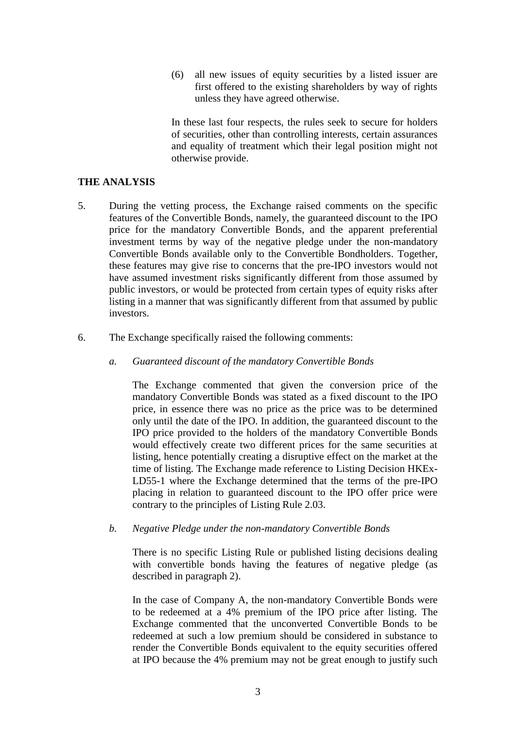(6) all new issues of equity securities by a listed issuer are first offered to the existing shareholders by way of rights unless they have agreed otherwise.

In these last four respects, the rules seek to secure for holders of securities, other than controlling interests, certain assurances and equality of treatment which their legal position might not otherwise provide.

## THE ANALYSIS

5. During the vetting process, the Exchange raised comments on the specific features of the Convertible Bonds, namely, the guaranteed discount to the IPO price for the mandatory Convertible Bonds, and the apparent preferential investment terms by way of the negative pledge under the non-mandatory Convertible Bonds available only to the Convertible Bondholders. Together, these features may give rise to concerns that the pre-IPO investors would not have assumed investment risks significantly different from those assumed by public investors, or would be protected from certain types of equity risks after listing in a manner that was significantly different from that assumed by public investors.

6. The Exchange specifically raised the following comments:

   *a. Guaranteed discount of the mandatory Convertible Bonds*

   The Exchange commented that given the conversion price of the mandatory Convertible Bonds was stated as a fixed discount to the IPO price, in essence there was no price as the price was to be determined only until the date of the IPO. In addition, the guaranteed discount to the IPO price provided to the holders of the mandatory Convertible Bonds would effectively create two different prices for the same securities at listing, hence potentially creating a disruptive effect on the market at the time of listing. The Exchange made reference to Listing Decision HKEx-LD55-1 where the Exchange determined that the terms of the pre-IPO placing in relation to guaranteed discount to the IPO offer price were contrary to the principles of Listing Rule 2.03.

   *b. Negative Pledge under the non-mandatory Convertible Bonds*

   There is no specific Listing Rule or published listing decisions dealing with convertible bonds having the features of negative pledge (as described in paragraph 2).

   In the case of Company A, the non-mandatory Convertible Bonds were to be redeemed at a 4% premium of the IPO price after listing. The Exchange commented that the unconverted Convertible Bonds to be redeemed at such a low premium should be considered in substance to render the Convertible Bonds equivalent to the equity securities offered at IPO because the 4% premium may not be great enough to justify such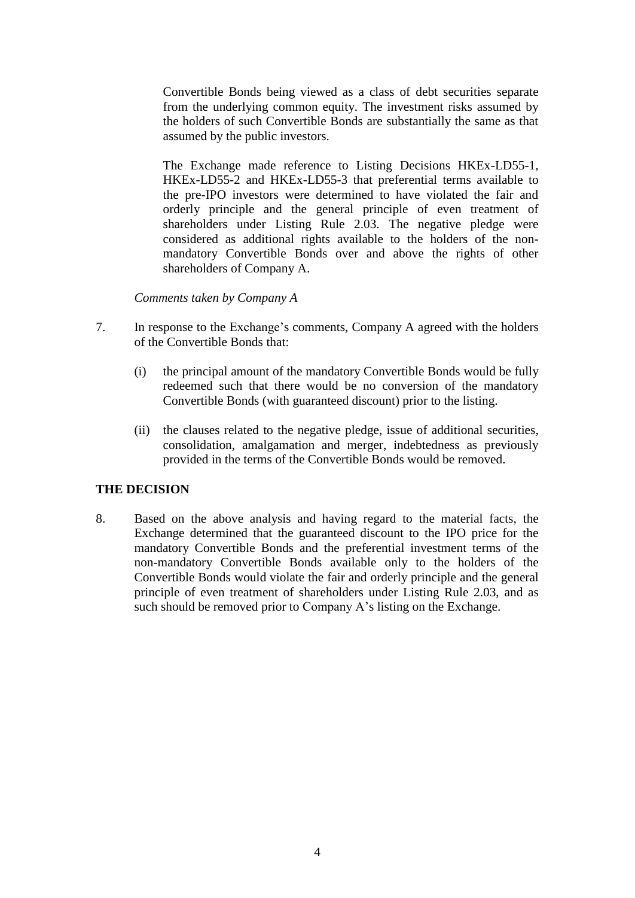Convertible Bonds being viewed as a class of debt securities separate from the underlying common equity. The investment risks assumed by the holders of such Convertible Bonds are substantially the same as that assumed by the public investors.

The Exchange made reference to Listing Decisions HKEx-LD55-1, HKEx-LD55-2 and HKEx-LD55-3 that preferential terms available to the pre-IPO investors were determined to have violated the fair and orderly principle and the general principle of even treatment of shareholders under Listing Rule 2.03. The negative pledge were considered as additional rights available to the holders of the non-mandatory Convertible Bonds over and above the rights of other shareholders of Company A.

*Comments taken by Company A*

7. In response to the Exchange's comments, Company A agreed with the holders of the Convertible Bonds that:

   (i) the principal amount of the mandatory Convertible Bonds would be fully redeemed such that there would be no conversion of the mandatory Convertible Bonds (with guaranteed discount) prior to the listing.

   (ii) the clauses related to the negative pledge, issue of additional securities, consolidation, amalgamation and merger, indebtedness as previously provided in the terms of the Convertible Bonds would be removed.

**THE DECISION**

8. Based on the above analysis and having regard to the material facts, the Exchange determined that the guaranteed discount to the IPO price for the mandatory Convertible Bonds and the preferential investment terms of the non-mandatory Convertible Bonds available only to the holders of the Convertible Bonds would violate the fair and orderly principle and the general principle of even treatment of shareholders under Listing Rule 2.03, and as such should be removed prior to Company A's listing on the Exchange.